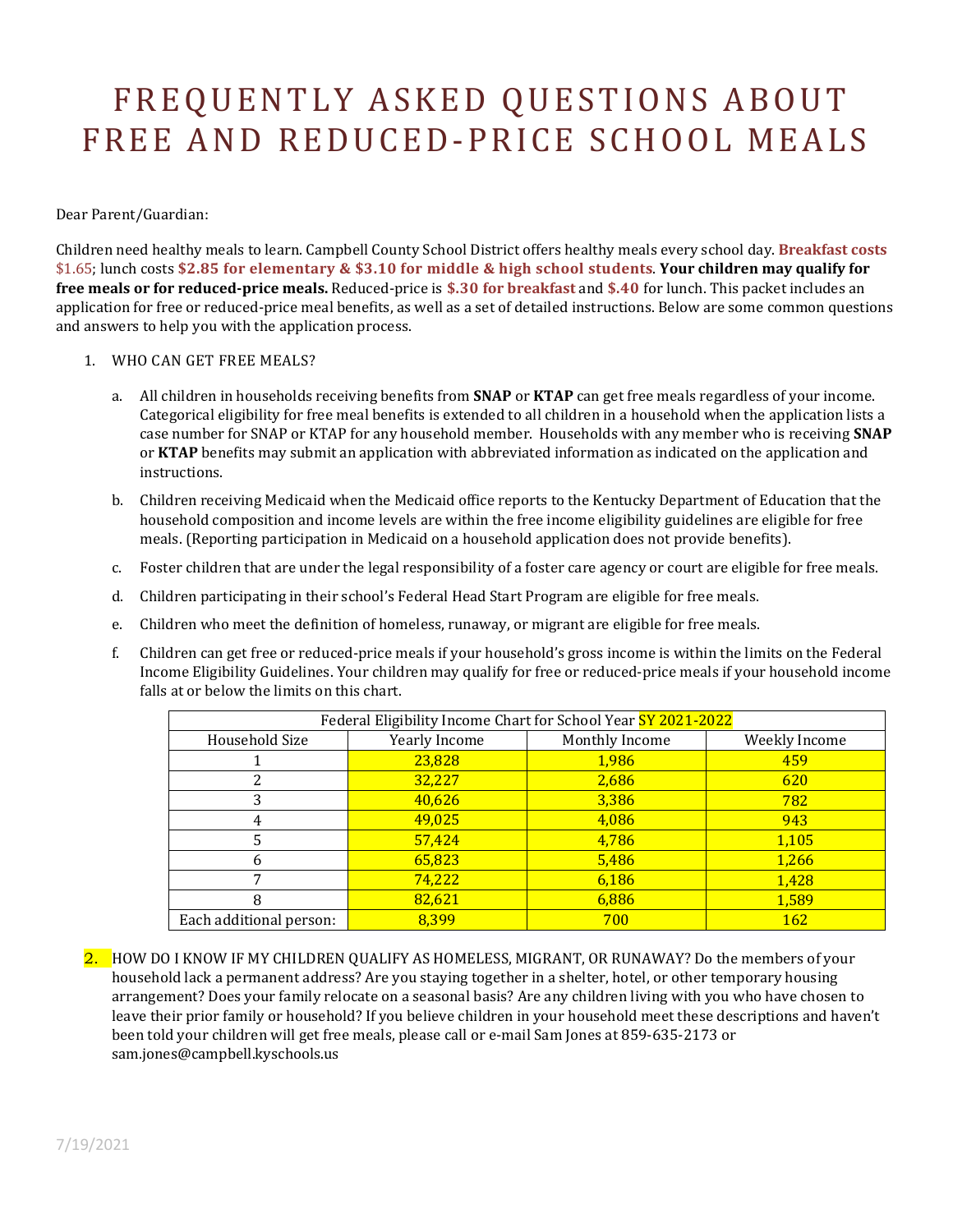# FREQUENTLY ASKED QUESTIONS ABOUT FREE AND REDUCED-PRICE SCHOOL MEALS

Dear Parent/Guardian:

Children need healthy meals to learn. Campbell County School District offers healthy meals every school day. **Breakfast costs** $1.65; lunch costs **$2.85 for elementary & $3.10 for middle & high school students**. **Your children may qualify for free meals or for reduced-price meals.** Reduced-price is **$.30 for breakfast** and **$.40** for lunch. This packet includes an application for free or reduced-price meal benefits, as well as a set of detailed instructions. Below are some common questions and answers to help you with the application process.

1. WHO CAN GET FREE MEALS?

   a. All children in households receiving benefits from **SNAP** or **KTAP** can get free meals regardless of your income. Categorical eligibility for free meal benefits is extended to all children in a household when the application lists a case number for SNAP or KTAP for any household member. Households with any member who is receiving **SNAP** or **KTAP** benefits may submit an application with abbreviated information as indicated on the application and instructions.

   b. Children receiving Medicaid when the Medicaid office reports to the Kentucky Department of Education that the household composition and income levels are within the free income eligibility guidelines are eligible for free meals. (Reporting participation in Medicaid on a household application does not provide benefits).

   c. Foster children that are under the legal responsibility of a foster care agency or court are eligible for free meals.

   d. Children participating in their school's Federal Head Start Program are eligible for free meals.

   e. Children who meet the definition of homeless, runaway, or migrant are eligible for free meals.

   f. Children can get free or reduced-price meals if your household's gross income is within the limits on the Federal Income Eligibility Guidelines. Your children may qualify for free or reduced-price meals if your household income falls at or below the limits on this chart.

| Federal Eligibility Income Chart for School Year SY 2021-2022 | | | |
|---|---|---|---|
| Household Size | Yearly Income | Monthly Income | Weekly Income |
| 1 | 23,828 | 1,986 | 459 |
| 2 | 32,227 | 2,686 | 620 |
| 3 | 40,626 | 3,386 | 782 |
| 4 | 49,025 | 4,086 | 943 |
| 5 | 57,424 | 4,786 | 1,105 |
| 6 | 65,823 | 5,486 | 1,266 |
| 7 | 74,222 | 6,186 | 1,428 |
| 8 | 82,621 | 6,886 | 1,589 |
| Each additional person: | 8,399 | 700 | 162 |

2. HOW DO I KNOW IF MY CHILDREN QUALIFY AS HOMELESS, MIGRANT, OR RUNAWAY? Do the members of your household lack a permanent address? Are you staying together in a shelter, hotel, or other temporary housing arrangement? Does your family relocate on a seasonal basis? Are any children living with you who have chosen to leave their prior family or household? If you believe children in your household meet these descriptions and haven't been told your children will get free meals, please call or e-mail Sam Jones at 859-635-2173 or sam.jones@campbell.kyschools.us

7/19/2021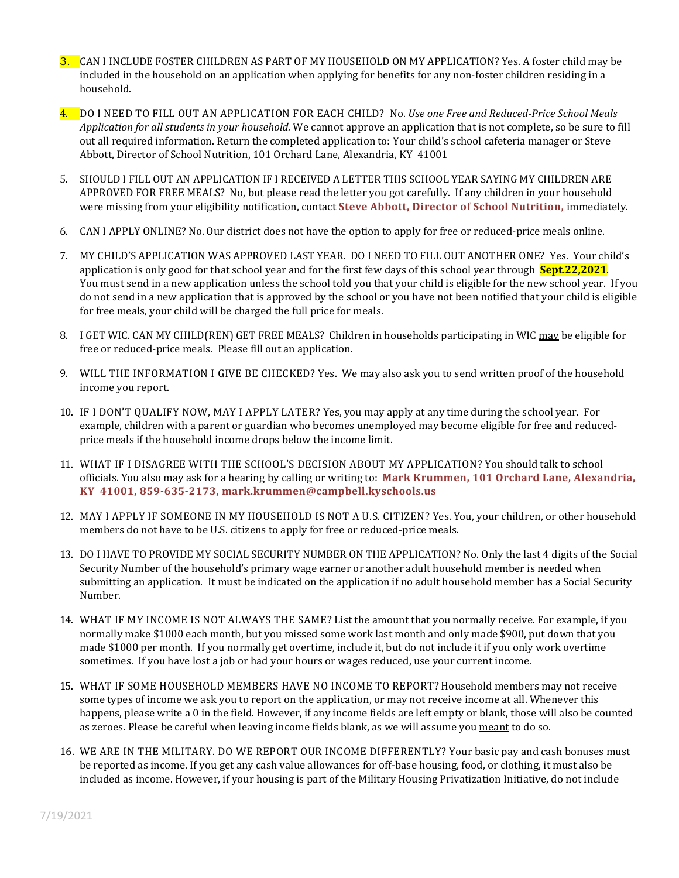3. CAN I INCLUDE FOSTER CHILDREN AS PART OF MY HOUSEHOLD ON MY APPLICATION? Yes. A foster child may be included in the household on an application when applying for benefits for any non-foster children residing in a household.

4. DO I NEED TO FILL OUT AN APPLICATION FOR EACH CHILD? No. *Use one Free and Reduced-Price School Meals Application for all students in your household.* We cannot approve an application that is not complete, so be sure to fill out all required information. Return the completed application to: Your child's school cafeteria manager or Steve Abbott, Director of School Nutrition, 101 Orchard Lane, Alexandria, KY 41001

5. SHOULD I FILL OUT AN APPLICATION IF I RECEIVED A LETTER THIS SCHOOL YEAR SAYING MY CHILDREN ARE APPROVED FOR FREE MEALS? No, but please read the letter you got carefully. If any children in your household were missing from your eligibility notification, contact **Steve Abbott, Director of School Nutrition,** immediately.

6. CAN I APPLY ONLINE? No. Our district does not have the option to apply for free or reduced-price meals online.

7. MY CHILD'S APPLICATION WAS APPROVED LAST YEAR. DO I NEED TO FILL OUT ANOTHER ONE? Yes. Your child's application is only good for that school year and for the first few days of this school year through **Sept.22,2021**. You must send in a new application unless the school told you that your child is eligible for the new school year. If you do not send in a new application that is approved by the school or you have not been notified that your child is eligible for free meals, your child will be charged the full price for meals.

8. I GET WIC. CAN MY CHILD(REN) GET FREE MEALS? Children in households participating in WIC may be eligible for free or reduced-price meals. Please fill out an application.

9. WILL THE INFORMATION I GIVE BE CHECKED? Yes. We may also ask you to send written proof of the household income you report.

10. IF I DON'T QUALIFY NOW, MAY I APPLY LATER? Yes, you may apply at any time during the school year. For example, children with a parent or guardian who becomes unemployed may become eligible for free and reduced-price meals if the household income drops below the income limit.

11. WHAT IF I DISAGREE WITH THE SCHOOL'S DECISION ABOUT MY APPLICATION? You should talk to school officials. You also may ask for a hearing by calling or writing to: **Mark Krummen, 101 Orchard Lane, Alexandria, KY 41001, 859-635-2173, mark.krummen@campbell.kyschools.us**

12. MAY I APPLY IF SOMEONE IN MY HOUSEHOLD IS NOT A U.S. CITIZEN? Yes. You, your children, or other household members do not have to be U.S. citizens to apply for free or reduced-price meals.

13. DO I HAVE TO PROVIDE MY SOCIAL SECURITY NUMBER ON THE APPLICATION? No. Only the last 4 digits of the Social Security Number of the household's primary wage earner or another adult household member is needed when submitting an application. It must be indicated on the application if no adult household member has a Social Security Number.

14. WHAT IF MY INCOME IS NOT ALWAYS THE SAME? List the amount that you normally receive. For example, if you normally make $1000 each month, but you missed some work last month and only made $900, put down that you made $1000 per month. If you normally get overtime, include it, but do not include it if you only work overtime sometimes. If you have lost a job or had your hours or wages reduced, use your current income.

15. WHAT IF SOME HOUSEHOLD MEMBERS HAVE NO INCOME TO REPORT? Household members may not receive some types of income we ask you to report on the application, or may not receive income at all. Whenever this happens, please write a 0 in the field. However, if any income fields are left empty or blank, those will also be counted as zeroes. Please be careful when leaving income fields blank, as we will assume you meant to do so.

16. WE ARE IN THE MILITARY. DO WE REPORT OUR INCOME DIFFERENTLY? Your basic pay and cash bonuses must be reported as income. If you get any cash value allowances for off-base housing, food, or clothing, it must also be included as income. However, if your housing is part of the Military Housing Privatization Initiative, do not include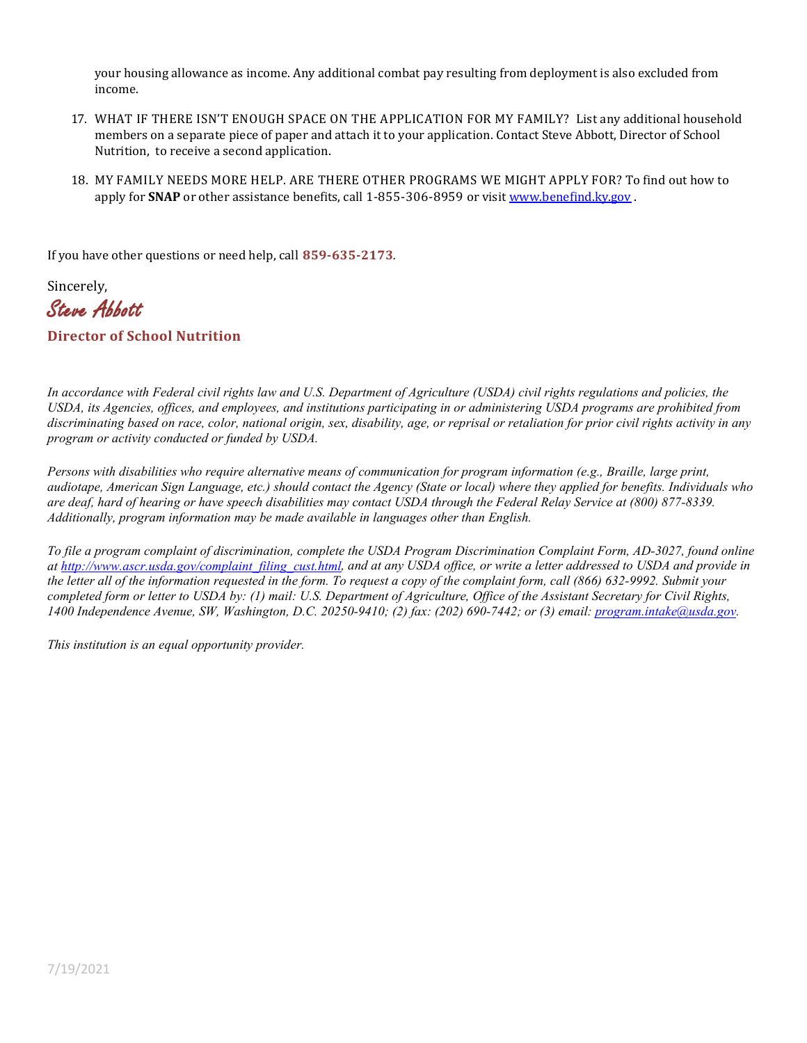your housing allowance as income. Any additional combat pay resulting from deployment is also excluded from income.

17. WHAT IF THERE ISN'T ENOUGH SPACE ON THE APPLICATION FOR MY FAMILY? List any additional household members on a separate piece of paper and attach it to your application. Contact Steve Abbott, Director of School Nutrition, to receive a second application.

18. MY FAMILY NEEDS MORE HELP. ARE THERE OTHER PROGRAMS WE MIGHT APPLY FOR? To find out how to apply for **SNAP** or other assistance benefits, call 1-855-306-8959 or visit [www.benefind.ky.gov](http://www.benefind.ky.gov) .

If you have other questions or need help, call **859-635-2173**.

Sincerely,

*Steve Abbott*

**Director of School Nutrition**

*In accordance with Federal civil rights law and U.S. Department of Agriculture (USDA) civil rights regulations and policies, the USDA, its Agencies, offices, and employees, and institutions participating in or administering USDA programs are prohibited from discriminating based on race, color, national origin, sex, disability, age, or reprisal or retaliation for prior civil rights activity in any program or activity conducted or funded by USDA.*

*Persons with disabilities who require alternative means of communication for program information (e.g., Braille, large print, audiotape, American Sign Language, etc.) should contact the Agency (State or local) where they applied for benefits. Individuals who are deaf, hard of hearing or have speech disabilities may contact USDA through the Federal Relay Service at (800) 877-8339. Additionally, program information may be made available in languages other than English.*

*To file a program complaint of discrimination, complete the USDA Program Discrimination Complaint Form, AD-3027, found online at [http://www.ascr.usda.gov/complaint_filing_cust.html](http://www.ascr.usda.gov/complaint_filing_cust.html), and at any USDA office, or write a letter addressed to USDA and provide in the letter all of the information requested in the form. To request a copy of the complaint form, call (866) 632-9992. Submit your completed form or letter to USDA by: (1) mail: U.S. Department of Agriculture, Office of the Assistant Secretary for Civil Rights, 1400 Independence Avenue, SW, Washington, D.C. 20250-9410; (2) fax: (202) 690-7442; or (3) email: [program.intake@usda.gov](mailto:program.intake@usda.gov).*

*This institution is an equal opportunity provider.*

7/19/2021